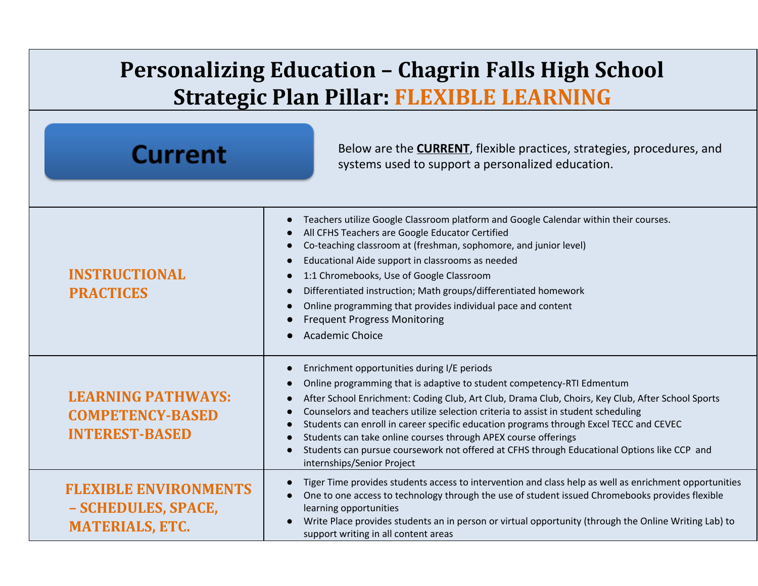# Personalizing Education – Chagrin Falls High School
## Strategic Plan Pillar: FLEXIBLE LEARNING

**Current**

Below are the **CURRENT**, flexible practices, strategies, procedures, and systems used to support a personalized education.

| | |
|---|---|
| **INSTRUCTIONAL PRACTICES** | • Teachers utilize Google Classroom platform and Google Calendar within their courses.<br>• All CFHS Teachers are Google Educator Certified<br>• Co-teaching classroom at (freshman, sophomore, and junior level)<br>• Educational Aide support in classrooms as needed<br>• 1:1 Chromebooks, Use of Google Classroom<br>• Differentiated instruction; Math groups/differentiated homework<br>• Online programming that provides individual pace and content<br>• Frequent Progress Monitoring<br>• Academic Choice |
| **LEARNING PATHWAYS: COMPETENCY-BASED INTEREST-BASED** | • Enrichment opportunities during I/E periods<br>• Online programming that is adaptive to student competency-RTI Edmentum<br>• After School Enrichment: Coding Club, Art Club, Drama Club, Choirs, Key Club, After School Sports<br>• Counselors and teachers utilize selection criteria to assist in student scheduling<br>• Students can enroll in career specific education programs through Excel TECC and CEVEC<br>• Students can take online courses through APEX course offerings<br>• Students can pursue coursework not offered at CFHS through Educational Options like CCP and internships/Senior Project |
| **FLEXIBLE ENVIRONMENTS – SCHEDULES, SPACE, MATERIALS, ETC.** | • Tiger Time provides students access to intervention and class help as well as enrichment opportunities<br>• One to one access to technology through the use of student issued Chromebooks provides flexible learning opportunities<br>• Write Place provides students an in person or virtual opportunity (through the Online Writing Lab) to support writing in all content areas |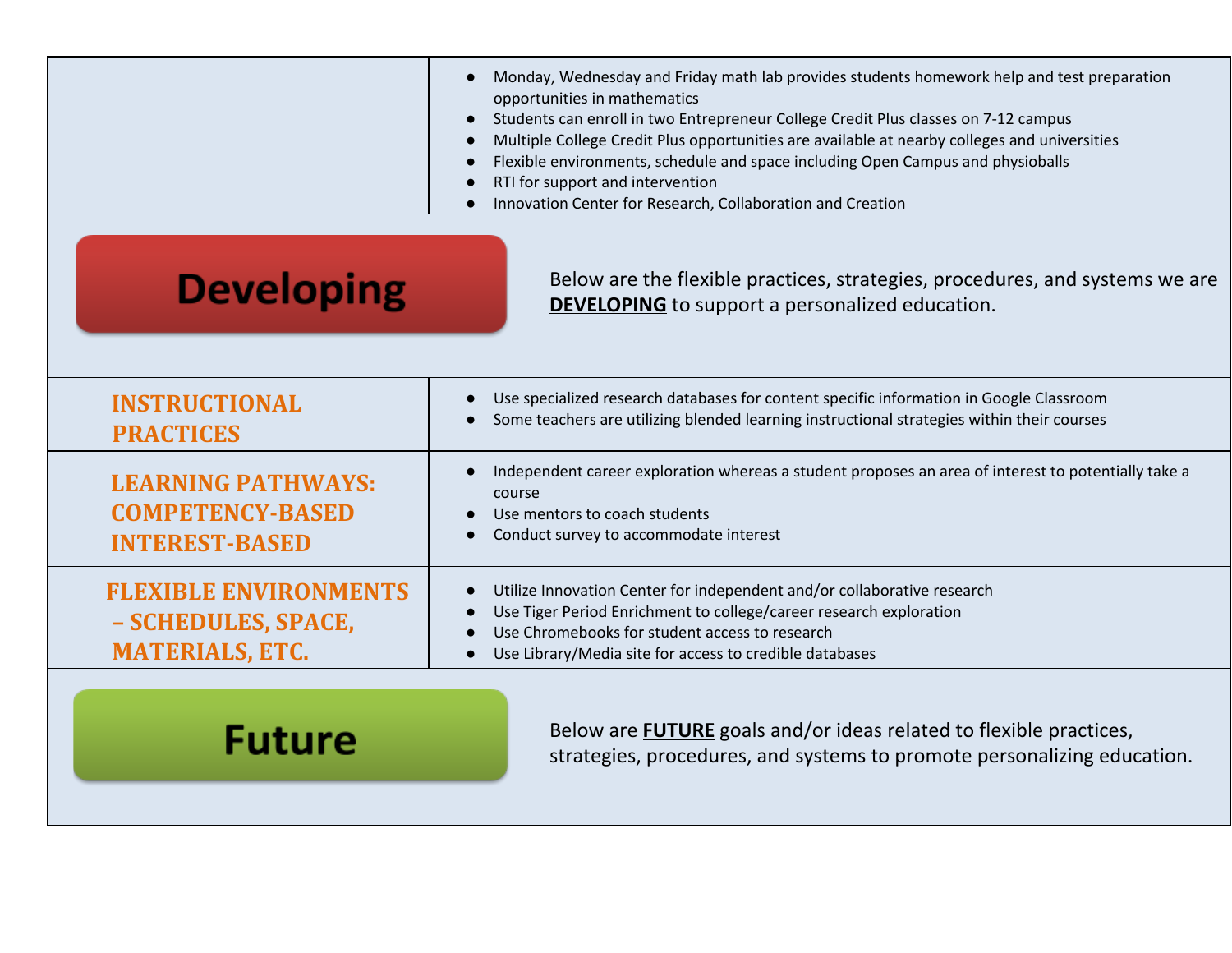| | |
|---|---|
| | ● Monday, Wednesday and Friday math lab provides students homework help and test preparation opportunities in mathematics<br>● Students can enroll in two Entrepreneur College Credit Plus classes on 7-12 campus<br>● Multiple College Credit Plus opportunities are available at nearby colleges and universities<br>● Flexible environments, schedule and space including Open Campus and physioballs<br>● RTI for support and intervention<br>● Innovation Center for Research, Collaboration and Creation |

## Developing

Below are the flexible practices, strategies, procedures, and systems we are **DEVELOPING** to support a personalized education.

| | |
|---|---|
| **INSTRUCTIONAL PRACTICES** | ● Use specialized research databases for content specific information in Google Classroom<br>● Some teachers are utilizing blended learning instructional strategies within their courses |
| **LEARNING PATHWAYS: COMPETENCY-BASED INTEREST-BASED** | ● Independent career exploration whereas a student proposes an area of interest to potentially take a course<br>● Use mentors to coach students<br>● Conduct survey to accommodate interest |
| **FLEXIBLE ENVIRONMENTS – SCHEDULES, SPACE, MATERIALS, ETC.** | ● Utilize Innovation Center for independent and/or collaborative research<br>● Use Tiger Period Enrichment to college/career research exploration<br>● Use Chromebooks for student access to research<br>● Use Library/Media site for access to credible databases |

## Future

Below are **FUTURE** goals and/or ideas related to flexible practices, strategies, procedures, and systems to promote personalizing education.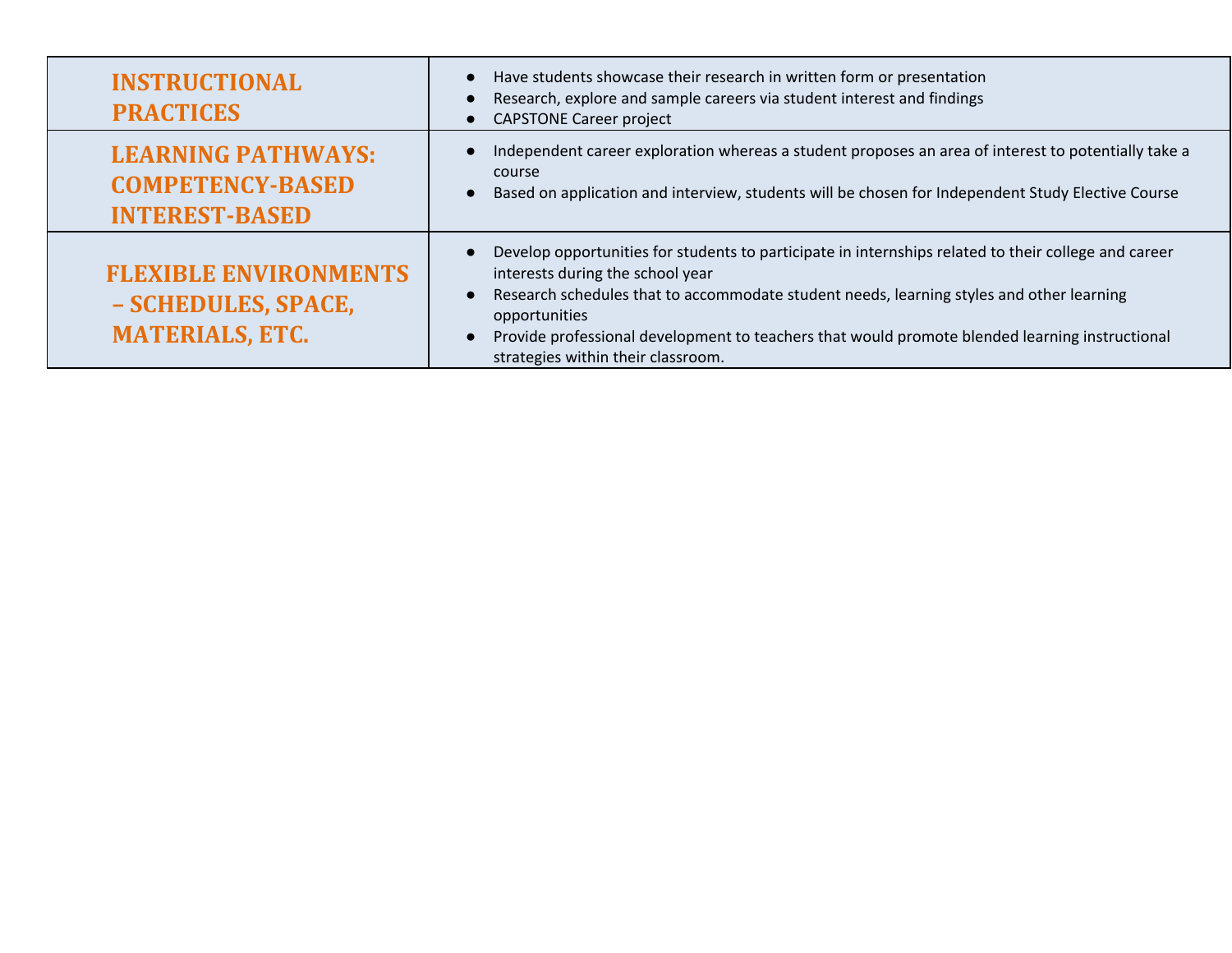| | |
|---|---|
| **INSTRUCTIONAL PRACTICES** | ● Have students showcase their research in written form or presentation<br>● Research, explore and sample careers via student interest and findings<br>● CAPSTONE Career project |
| **LEARNING PATHWAYS: COMPETENCY-BASED INTEREST-BASED** | ● Independent career exploration whereas a student proposes an area of interest to potentially take a course<br>● Based on application and interview, students will be chosen for Independent Study Elective Course |
| **FLEXIBLE ENVIRONMENTS – SCHEDULES, SPACE, MATERIALS, ETC.** | ● Develop opportunities for students to participate in internships related to their college and career interests during the school year<br>● Research schedules that to accommodate student needs, learning styles and other learning opportunities<br>● Provide professional development to teachers that would promote blended learning instructional strategies within their classroom. |